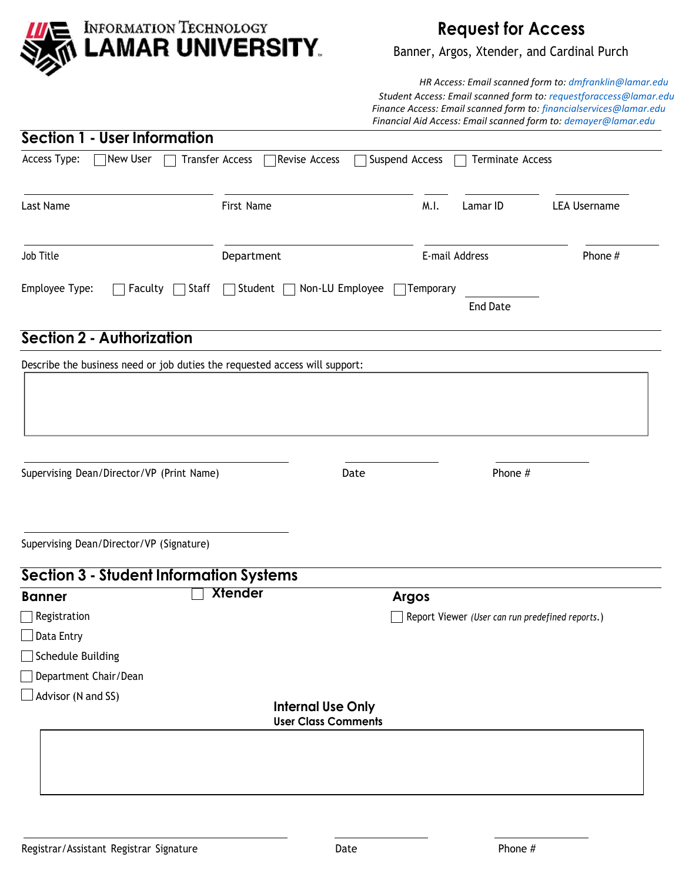INFORMATION TECHNOLOGY
**LAMAR UNIVERSITY**

# Request for Access

Banner, Argos, Xtender, and Cardinal Purch

*HR Access: Email scanned form to: dmfranklin@lamar.edu*
*Student Access: Email scanned form to: requestforaccess@lamar.edu*
*Finance Access: Email scanned form to: financialservices@lamar.edu*
*Financial Aid Access: Email scanned form to: demayer@lamar.edu*

## Section 1 - User Information

Access Type: ☐ New User ☐ Transfer Access ☐ Revise Access ☐ Suspend Access ☐ Terminate Access

Last Name ____________ First Name ____________ M.I. ____ Lamar ID ____________ LEA Username ____________

Job Title ____________ Department ____________ E-mail Address ____________ Phone # ____________

Employee Type: ☐ Faculty ☐ Staff ☐ Student ☐ Non-LU Employee ☐ Temporary ____________ End Date

## Section 2 - Authorization

Describe the business need or job duties the requested access will support:

Supervising Dean/Director/VP (Print Name) ____________ Date ____________ Phone # ____________

Supervising Dean/Director/VP (Signature) ____________

## Section 3 - Student Information Systems

**Banner**

☐ Registration
☐ Data Entry
☐ Schedule Building
☐ Department Chair/Dean
☐ Advisor (N and SS)

☐ **Xtender**

**Argos**

☐ Report Viewer *(User can run predefined reports.)*

**Internal Use Only**
**User Class Comments**

Registrar/Assistant Registrar Signature ____________ Date ____________ Phone # ____________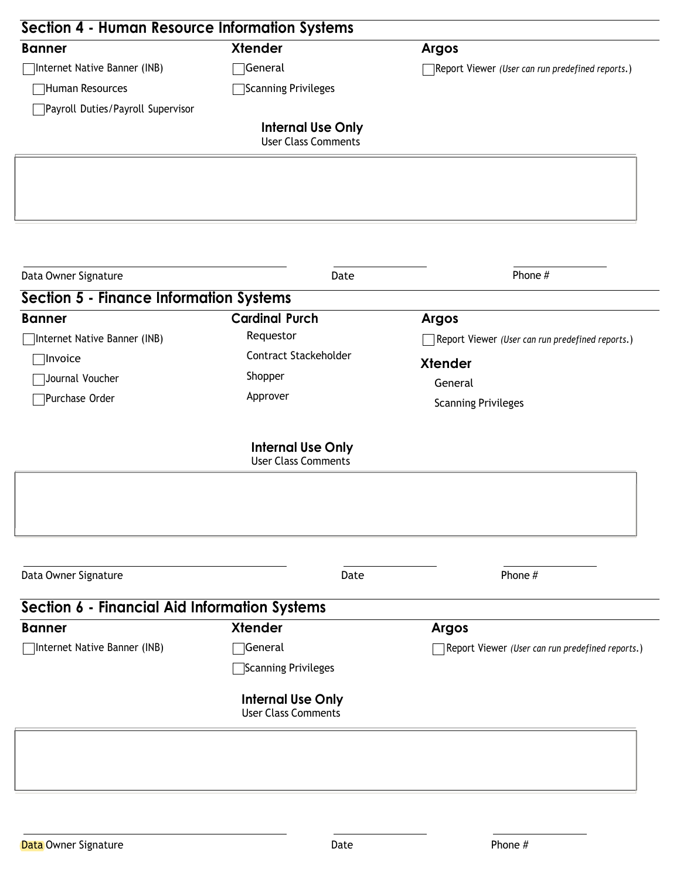## Section 4 - Human Resource Information Systems

**Banner**

- ☐ Internet Native Banner (INB)
  - ☐ Human Resources
  - ☐ Payroll Duties/Payroll Supervisor

**Xtender**

- ☐ General
- ☐ Scanning Privileges

**Argos**

- ☐ Report Viewer *(User can run predefined reports.)*

**Internal Use Only**
User Class Comments

| |
|---|
| |

Data Owner Signature ____________________ Date __________ Phone # __________

## Section 5 - Finance Information Systems

**Banner**

- ☐ Internet Native Banner (INB)
  - ☐ Invoice
  - ☐ Journal Voucher
  - ☐ Purchase Order

**Cardinal Purch**

- Requestor
- Contract Stakeholder
- Shopper
- Approver

**Argos**

- ☐ Report Viewer *(User can run predefined reports.)*

**Xtender**

- General
- Scanning Privileges

**Internal Use Only**
User Class Comments

| |
|---|
| |

Data Owner Signature ____________________ Date __________ Phone # __________

## Section 6 - Financial Aid Information Systems

**Banner**

- ☐ Internet Native Banner (INB)

**Xtender**

- ☐ General
- ☐ Scanning Privileges

**Argos**

- ☐ Report Viewer *(User can run predefined reports.)*

**Internal Use Only**
User Class Comments

| |
|---|
| |

Data Owner Signature ____________________ Date __________ Phone # __________